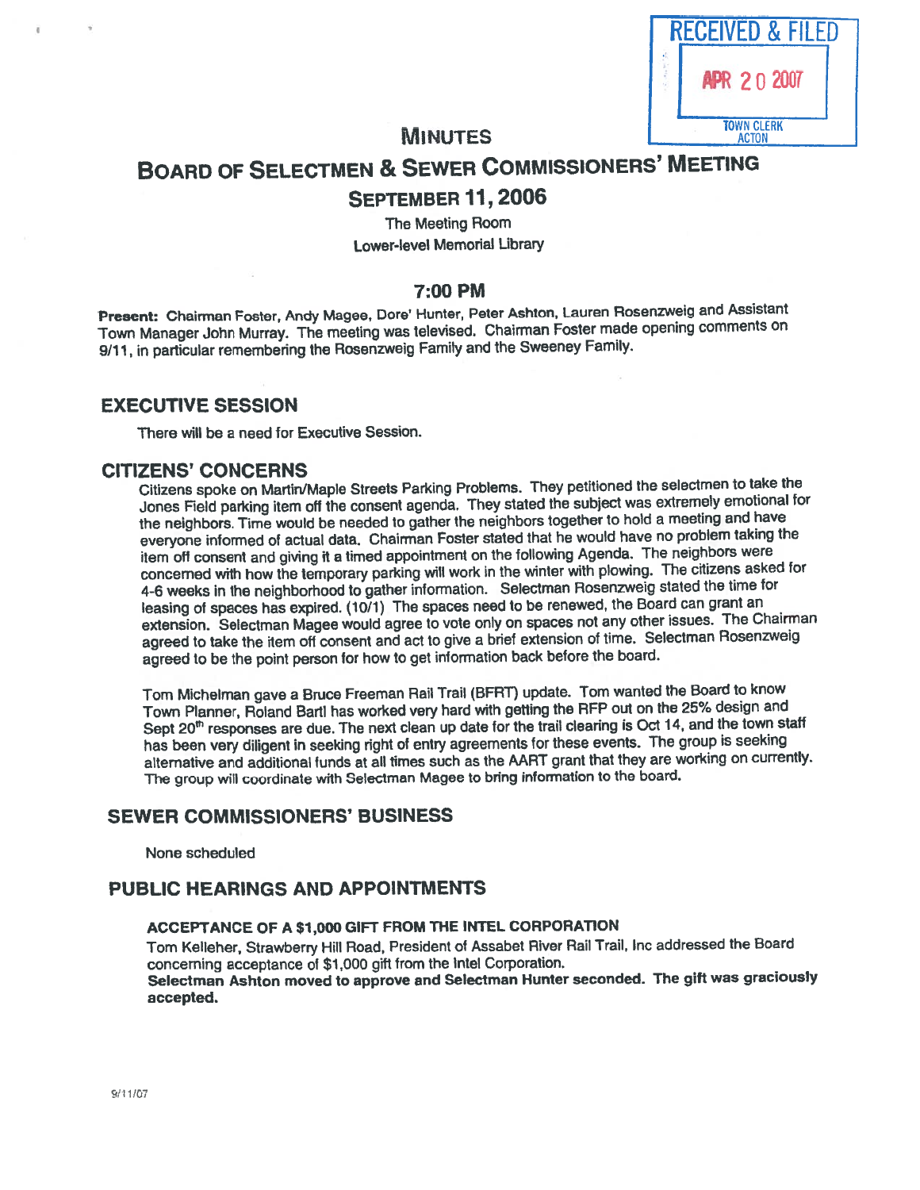RECEIVED & FILED

APR 20 2007

TOWN CLERK
ACTON

# MINUTES

# BOARD OF SELECTMEN & SEWER COMMISSIONERS' MEETING

## SEPTEMBER 11, 2006

The Meeting Room
Lower-level Memorial Library

### 7:00 PM

**Present:** Chairman Foster, Andy Magee, Dore' Hunter, Peter Ashton, Lauren Rosenzweig and Assistant Town Manager John Murray. The meeting was televised. Chairman Foster made opening comments on 9/11, in particular remembering the Rosenzweig Family and the Sweeney Family.

## EXECUTIVE SESSION

There will be a need for Executive Session.

## CITIZENS' CONCERNS

Citizens spoke on Martin/Maple Streets Parking Problems. They petitioned the selectmen to take the Jones Field parking item off the consent agenda. They stated the subject was extremely emotional for the neighbors. Time would be needed to gather the neighbors together to hold a meeting and have everyone informed of actual data. Chairman Foster stated that he would have no problem taking the item off consent and giving it a timed appointment on the following Agenda. The neighbors were concerned with how the temporary parking will work in the winter with plowing. The citizens asked for 4-6 weeks in the neighborhood to gather information. Selectman Rosenzweig stated the time for leasing of spaces has expired. (10/1) The spaces need to be renewed, the Board can grant an extension. Selectman Magee would agree to vote only on spaces not any other issues. The Chairman agreed to take the item off consent and act to give a brief extension of time. Selectman Rosenzweig agreed to be the point person for how to get information back before the board.

Tom Michelman gave a Bruce Freeman Rail Trail (BFRT) update. Tom wanted the Board to know Town Planner, Roland Bartl has worked very hard with getting the RFP out on the 25% design and Sept 20th responses are due. The next clean up date for the trail clearing is Oct 14, and the town staff has been very diligent in seeking right of entry agreements for these events. The group is seeking alternative and additional funds at all times such as the AART grant that they are working on currently. The group will coordinate with Selectman Magee to bring information to the board.

## SEWER COMMISSIONERS' BUSINESS

None scheduled

## PUBLIC HEARINGS AND APPOINTMENTS

### ACCEPTANCE OF A $1,000 GIFT FROM THE INTEL CORPORATION

Tom Kelleher, Strawberry Hill Road, President of Assabet River Rail Trail, Inc addressed the Board concerning acceptance of $1,000 gift from the Intel Corporation.

**Selectman Ashton moved to approve and Selectman Hunter seconded. The gift was graciously accepted.**

9/11/07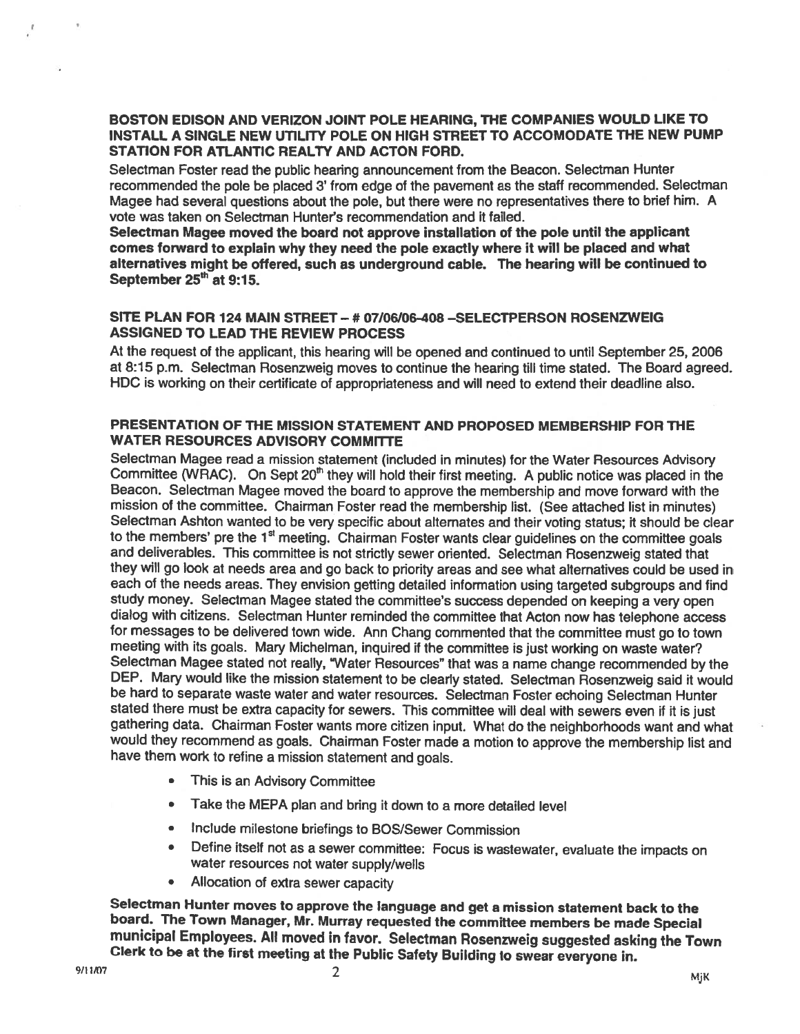### BOSTON EDISON AND VERIZON JOINT POLE HEARING, THE COMPANIES WOULD LIKE TO INSTALL A SINGLE NEW UTILITY POLE ON HIGH STREET TO ACCOMODATE THE NEW PUMP STATION FOR ATLANTIC REALTY AND ACTON FORD.

Selectman Foster read the public hearing announcement from the Beacon. Selectman Hunter recommended the pole be placed 3' from edge of the pavement as the staff recommended. Selectman Magee had several questions about the pole, but there were no representatives there to brief him. A vote was taken on Selectman Hunter's recommendation and it failed.

**Selectman Magee moved the board not approve installation of the pole until the applicant comes forward to explain why they need the pole exactly where it will be placed and what alternatives might be offered, such as underground cable. The hearing will be continued to September 25th at 9:15.**

### SITE PLAN FOR 124 MAIN STREET – # 07/06/06-408 –SELECTPERSON ROSENZWEIG ASSIGNED TO LEAD THE REVIEW PROCESS

At the request of the applicant, this hearing will be opened and continued to until September 25, 2006 at 8:15 p.m. Selectman Rosenzweig moves to continue the hearing till time stated. The Board agreed. HDC is working on their certificate of appropriateness and will need to extend their deadline also.

### PRESENTATION OF THE MISSION STATEMENT AND PROPOSED MEMBERSHIP FOR THE WATER RESOURCES ADVISORY COMMITTE

Selectman Magee read a mission statement (included in minutes) for the Water Resources Advisory Committee (WRAC). On Sept 20th they will hold their first meeting. A public notice was placed in the Beacon. Selectman Magee moved the board to approve the membership and move forward with the mission of the committee. Chairman Foster read the membership list. (See attached list in minutes) Selectman Ashton wanted to be very specific about alternates and their voting status; it should be clear to the members' pre the 1st meeting. Chairman Foster wants clear guidelines on the committee goals and deliverables. This committee is not strictly sewer oriented. Selectman Rosenzweig stated that they will go look at needs area and go back to priority areas and see what alternatives could be used in each of the needs areas. They envision getting detailed information using targeted subgroups and find study money. Selectman Magee stated the committee's success depended on keeping a very open dialog with citizens. Selectman Hunter reminded the committee that Acton now has telephone access for messages to be delivered town wide. Ann Chang commented that the committee must go to town meeting with its goals. Mary Michelman, inquired if the committee is just working on waste water? Selectman Magee stated not really, "Water Resources" that was a name change recommended by the DEP. Mary would like the mission statement to be clearly stated. Selectman Rosenzweig said it would be hard to separate waste water and water resources. Selectman Foster echoing Selectman Hunter stated there must be extra capacity for sewers. This committee will deal with sewers even if it is just gathering data. Chairman Foster wants more citizen input. What do the neighborhoods want and what would they recommend as goals. Chairman Foster made a motion to approve the membership list and have them work to refine a mission statement and goals.

- This is an Advisory Committee
- Take the MEPA plan and bring it down to a more detailed level
- Include milestone briefings to BOS/Sewer Commission
- Define itself not as a sewer committee: Focus is wastewater, evaluate the impacts on water resources not water supply/wells
- Allocation of extra sewer capacity

**Selectman Hunter moves to approve the language and get a mission statement back to the board. The Town Manager, Mr. Murray requested the committee members be made Special municipal Employees. All moved in favor. Selectman Rosenzweig suggested asking the Town Clerk to be at the first meeting at the Public Safety Building to swear everyone in.**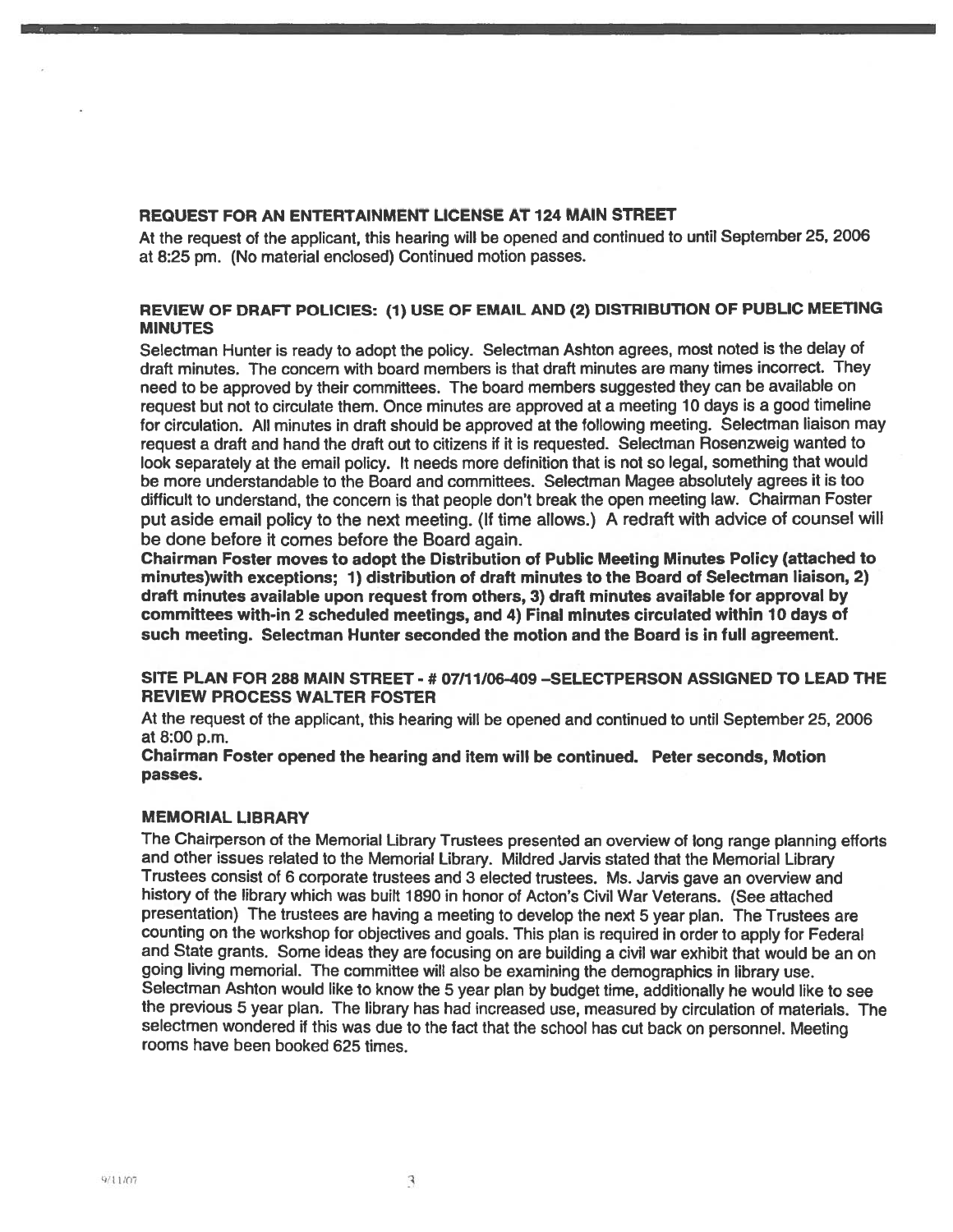## REQUEST FOR AN ENTERTAINMENT LICENSE AT 124 MAIN STREET

At the request of the applicant, this hearing will be opened and continued to until September 25, 2006 at 8:25 pm. (No material enclosed) Continued motion passes.

## REVIEW OF DRAFT POLICIES: (1) USE OF EMAIL AND (2) DISTRIBUTION OF PUBLIC MEETING MINUTES

Selectman Hunter is ready to adopt the policy. Selectman Ashton agrees, most noted is the delay of draft minutes. The concern with board members is that draft minutes are many times incorrect. They need to be approved by their committees. The board members suggested they can be available on request but not to circulate them. Once minutes are approved at a meeting 10 days is a good timeline for circulation. All minutes in draft should be approved at the following meeting. Selectman liaison may request a draft and hand the draft out to citizens if it is requested. Selectman Rosenzweig wanted to look separately at the email policy. It needs more definition that is not so legal, something that would be more understandable to the Board and committees. Selectman Magee absolutely agrees it is too difficult to understand, the concern is that people don't break the open meeting law. Chairman Foster put aside email policy to the next meeting. (If time allows.) A redraft with advice of counsel will be done before it comes before the Board again.

**Chairman Foster moves to adopt the Distribution of Public Meeting Minutes Policy (attached to minutes)with exceptions; 1) distribution of draft minutes to the Board of Selectman liaison, 2) draft minutes available upon request from others, 3) draft minutes available for approval by committees with-in 2 scheduled meetings, and 4) Final minutes circulated within 10 days of such meeting. Selectman Hunter seconded the motion and the Board is in full agreement.**

## SITE PLAN FOR 288 MAIN STREET - # 07/11/06-409 –SELECTPERSON ASSIGNED TO LEAD THE REVIEW PROCESS WALTER FOSTER

At the request of the applicant, this hearing will be opened and continued to until September 25, 2006 at 8:00 p.m.

**Chairman Foster opened the hearing and item will be continued. Peter seconds, Motion passes.**

## MEMORIAL LIBRARY

The Chairperson of the Memorial Library Trustees presented an overview of long range planning efforts and other issues related to the Memorial Library. Mildred Jarvis stated that the Memorial Library Trustees consist of 6 corporate trustees and 3 elected trustees. Ms. Jarvis gave an overview and history of the library which was built 1890 in honor of Acton's Civil War Veterans. (See attached presentation) The trustees are having a meeting to develop the next 5 year plan. The Trustees are counting on the workshop for objectives and goals. This plan is required in order to apply for Federal and State grants. Some ideas they are focusing on are building a civil war exhibit that would be an on going living memorial. The committee will also be examining the demographics in library use. Selectman Ashton would like to know the 5 year plan by budget time, additionally he would like to see the previous 5 year plan. The library has had increased use, measured by circulation of materials. The selectmen wondered if this was due to the fact that the school has cut back on personnel. Meeting rooms have been booked 625 times.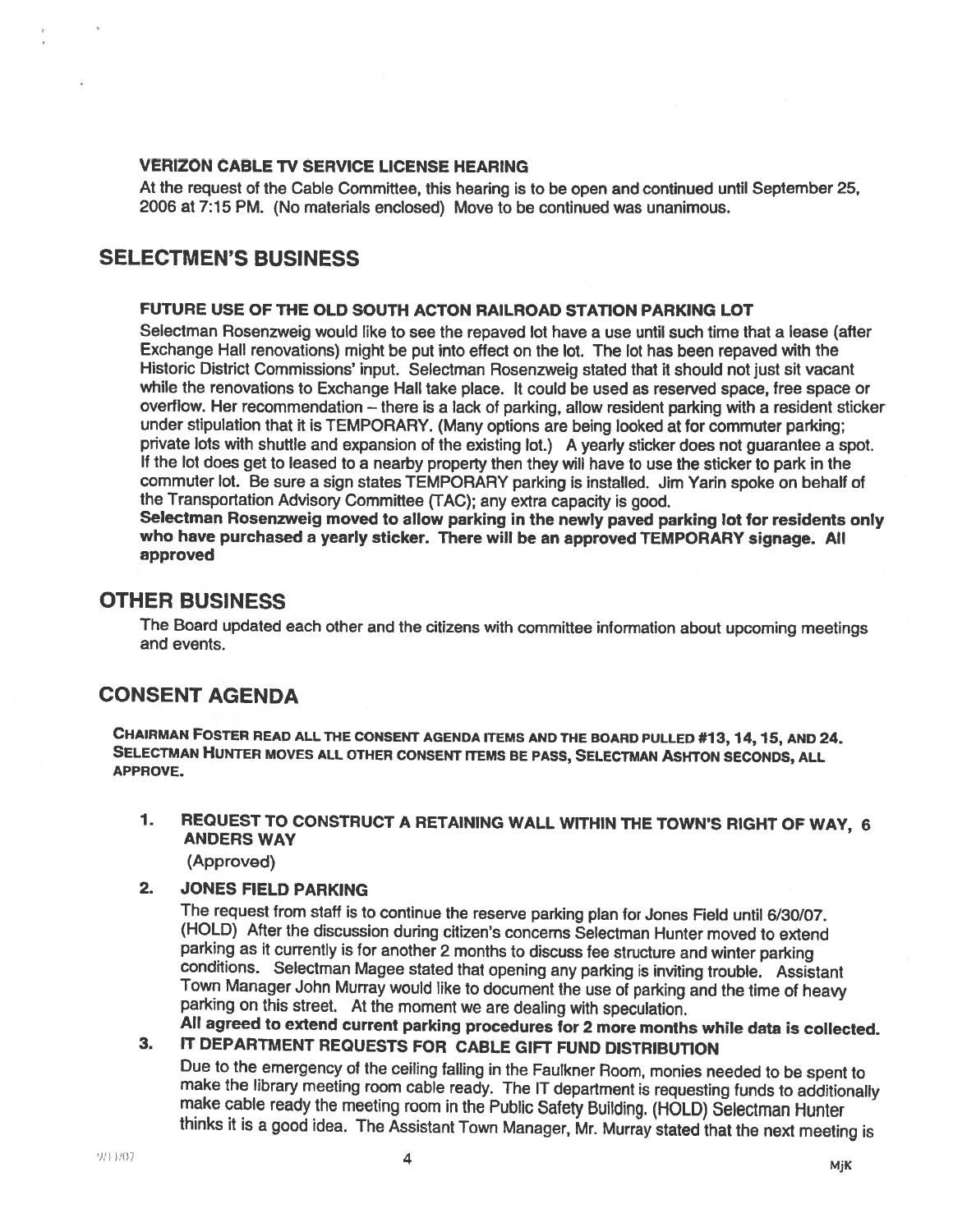### VERIZON CABLE TV SERVICE LICENSE HEARING

At the request of the Cable Committee, this hearing is to be open and continued until September 25, 2006 at 7:15 PM. (No materials enclosed) Move to be continued was unanimous.

## SELECTMEN'S BUSINESS

### FUTURE USE OF THE OLD SOUTH ACTON RAILROAD STATION PARKING LOT

Selectman Rosenzweig would like to see the repaved lot have a use until such time that a lease (after Exchange Hall renovations) might be put into effect on the lot. The lot has been repaved with the Historic District Commissions' input. Selectman Rosenzweig stated that it should not just sit vacant while the renovations to Exchange Hall take place. It could be used as reserved space, free space or overflow. Her recommendation – there is a lack of parking, allow resident parking with a resident sticker under stipulation that it is TEMPORARY. (Many options are being looked at for commuter parking; private lots with shuttle and expansion of the existing lot.) A yearly sticker does not guarantee a spot. If the lot does get to leased to a nearby property then they will have to use the sticker to park in the commuter lot. Be sure a sign states TEMPORARY parking is installed. Jim Yarin spoke on behalf of the Transportation Advisory Committee (TAC); any extra capacity is good.

**Selectman Rosenzweig moved to allow parking in the newly paved parking lot for residents only who have purchased a yearly sticker. There will be an approved TEMPORARY signage. All approved**

## OTHER BUSINESS

The Board updated each other and the citizens with committee information about upcoming meetings and events.

## CONSENT AGENDA

**CHAIRMAN FOSTER READ ALL THE CONSENT AGENDA ITEMS AND THE BOARD PULLED #13, 14, 15, AND 24. SELECTMAN HUNTER MOVES ALL OTHER CONSENT ITEMS BE PASS, SELECTMAN ASHTON SECONDS, ALL APPROVE.**

1. **REQUEST TO CONSTRUCT A RETAINING WALL WITHIN THE TOWN'S RIGHT OF WAY, 6 ANDERS WAY**

   (Approved)

2. **JONES FIELD PARKING**

   The request from staff is to continue the reserve parking plan for Jones Field until 6/30/07. (HOLD) After the discussion during citizen's concerns Selectman Hunter moved to extend parking as it currently is for another 2 months to discuss fee structure and winter parking conditions. Selectman Magee stated that opening any parking is inviting trouble. Assistant Town Manager John Murray would like to document the use of parking and the time of heavy parking on this street. At the moment we are dealing with speculation.

   **All agreed to extend current parking procedures for 2 more months while data is collected.**

3. **IT DEPARTMENT REQUESTS FOR CABLE GIFT FUND DISTRIBUTION**

   Due to the emergency of the ceiling falling in the Faulkner Room, monies needed to be spent to make the library meeting room cable ready. The IT department is requesting funds to additionally make cable ready the meeting room in the Public Safety Building. (HOLD) Selectman Hunter thinks it is a good idea. The Assistant Town Manager, Mr. Murray stated that the next meeting is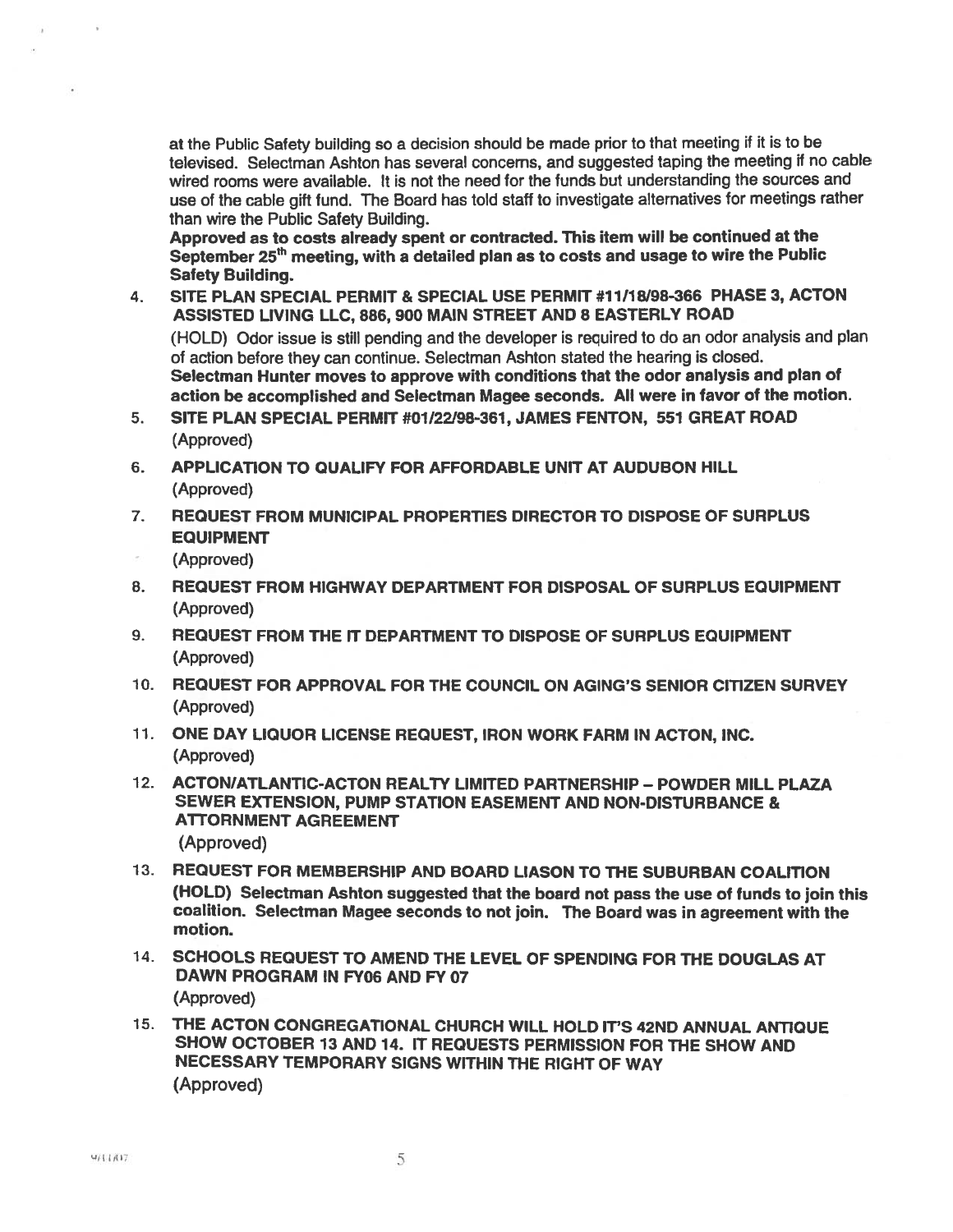at the Public Safety building so a decision should be made prior to that meeting if it is to be televised. Selectman Ashton has several concerns, and suggested taping the meeting if no cable wired rooms were available. It is not the need for the funds but understanding the sources and use of the cable gift fund. The Board has told staff to investigate alternatives for meetings rather than wire the Public Safety Building.

**Approved as to costs already spent or contracted. This item will be continued at the September 25th meeting, with a detailed plan as to costs and usage to wire the Public Safety Building.**

4. **SITE PLAN SPECIAL PERMIT & SPECIAL USE PERMIT #11/18/98-366 PHASE 3, ACTON ASSISTED LIVING LLC, 886, 900 MAIN STREET AND 8 EASTERLY ROAD**

   (HOLD) Odor issue is still pending and the developer is required to do an odor analysis and plan of action before they can continue. Selectman Ashton stated the hearing is closed.
   **Selectman Hunter moves to approve with conditions that the odor analysis and plan of action be accomplished and Selectman Magee seconds. All were in favor of the motion.**

5. **SITE PLAN SPECIAL PERMIT #01/22/98-361, JAMES FENTON, 551 GREAT ROAD**
   (Approved)

6. **APPLICATION TO QUALIFY FOR AFFORDABLE UNIT AT AUDUBON HILL**
   (Approved)

7. **REQUEST FROM MUNICIPAL PROPERTIES DIRECTOR TO DISPOSE OF SURPLUS EQUIPMENT**
   (Approved)

8. **REQUEST FROM HIGHWAY DEPARTMENT FOR DISPOSAL OF SURPLUS EQUIPMENT**
   (Approved)

9. **REQUEST FROM THE IT DEPARTMENT TO DISPOSE OF SURPLUS EQUIPMENT**
   (Approved)

10. **REQUEST FOR APPROVAL FOR THE COUNCIL ON AGING'S SENIOR CITIZEN SURVEY**
    (Approved)

11. **ONE DAY LIQUOR LICENSE REQUEST, IRON WORK FARM IN ACTON, INC.**
    (Approved)

12. **ACTON/ATLANTIC-ACTON REALTY LIMITED PARTNERSHIP – POWDER MILL PLAZA SEWER EXTENSION, PUMP STATION EASEMENT AND NON-DISTURBANCE & ATTORNMENT AGREEMENT**
    (Approved)

13. **REQUEST FOR MEMBERSHIP AND BOARD LIASON TO THE SUBURBAN COALITION**
    **(HOLD) Selectman Ashton suggested that the board not pass the use of funds to join this coalition. Selectman Magee seconds to not join. The Board was in agreement with the motion.**

14. **SCHOOLS REQUEST TO AMEND THE LEVEL OF SPENDING FOR THE DOUGLAS AT DAWN PROGRAM IN FY06 AND FY 07**
    (Approved)

15. **THE ACTON CONGREGATIONAL CHURCH WILL HOLD IT'S 42ND ANNUAL ANTIQUE SHOW OCTOBER 13 AND 14. IT REQUESTS PERMISSION FOR THE SHOW AND NECESSARY TEMPORARY SIGNS WITHIN THE RIGHT OF WAY**
    (Approved)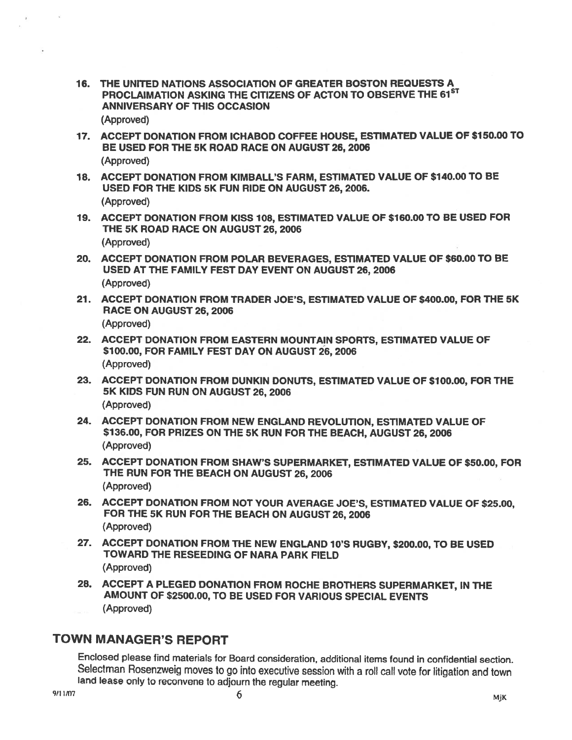16. THE UNITED NATIONS ASSOCIATION OF GREATER BOSTON REQUESTS A PROCLAIMATION ASKING THE CITIZENS OF ACTON TO OBSERVE THE 61$^{ST}$ ANNIVERSARY OF THIS OCCASION
    (Approved)

17. ACCEPT DONATION FROM ICHABOD COFFEE HOUSE, ESTIMATED VALUE OF $150.00 TO BE USED FOR THE 5K ROAD RACE ON AUGUST 26, 2006
    (Approved)

18. ACCEPT DONATION FROM KIMBALL'S FARM, ESTIMATED VALUE OF $140.00 TO BE USED FOR THE KIDS 5K FUN RIDE ON AUGUST 26, 2006.
    (Approved)

19. ACCEPT DONATION FROM KISS 108, ESTIMATED VALUE OF $160.00 TO BE USED FOR THE 5K ROAD RACE ON AUGUST 26, 2006
    (Approved)

20. ACCEPT DONATION FROM POLAR BEVERAGES, ESTIMATED VALUE OF $60.00 TO BE USED AT THE FAMILY FEST DAY EVENT ON AUGUST 26, 2006
    (Approved)

21. ACCEPT DONATION FROM TRADER JOE'S, ESTIMATED VALUE OF $400.00, FOR THE 5K RACE ON AUGUST 26, 2006
    (Approved)

22. ACCEPT DONATION FROM EASTERN MOUNTAIN SPORTS, ESTIMATED VALUE OF $100.00, FOR FAMILY FEST DAY ON AUGUST 26, 2006
    (Approved)

23. ACCEPT DONATION FROM DUNKIN DONUTS, ESTIMATED VALUE OF $100.00, FOR THE 5K KIDS FUN RUN ON AUGUST 26, 2006
    (Approved)

24. ACCEPT DONATION FROM NEW ENGLAND REVOLUTION, ESTIMATED VALUE OF $136.00, FOR PRIZES ON THE 5K RUN FOR THE BEACH, AUGUST 26, 2006
    (Approved)

25. ACCEPT DONATION FROM SHAW'S SUPERMARKET, ESTIMATED VALUE OF $50.00, FOR THE RUN FOR THE BEACH ON AUGUST 26, 2006
    (Approved)

26. ACCEPT DONATION FROM NOT YOUR AVERAGE JOE'S, ESTIMATED VALUE OF $25.00, FOR THE 5K RUN FOR THE BEACH ON AUGUST 26, 2006
    (Approved)

27. ACCEPT DONATION FROM THE NEW ENGLAND 10'S RUGBY, $200.00, TO BE USED TOWARD THE RESEEDING OF NARA PARK FIELD
    (Approved)

28. ACCEPT A PLEGED DONATION FROM ROCHE BROTHERS SUPERMARKET, IN THE AMOUNT OF $2500.00, TO BE USED FOR VARIOUS SPECIAL EVENTS
    (Approved)

## TOWN MANAGER'S REPORT

Enclosed please find materials for Board consideration, additional items found in confidential section. Selectman Rosenzweig moves to go into executive session with a roll call vote for litigation and town land lease only to reconvene to adjourn the regular meeting.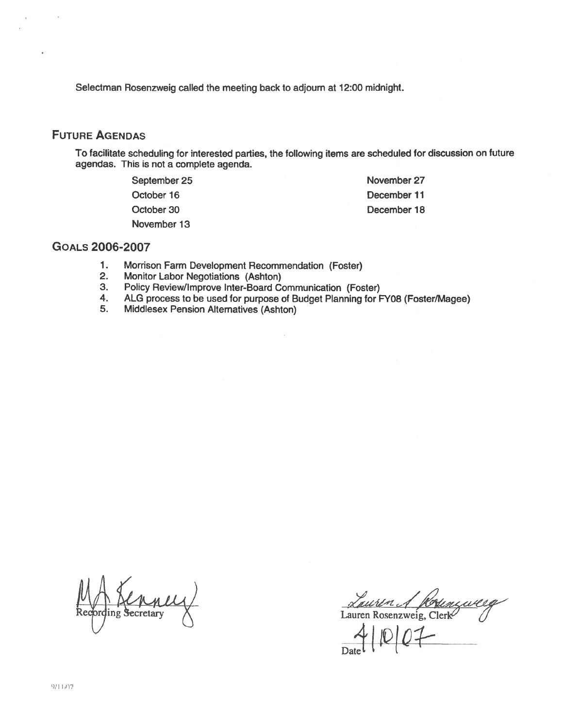Selectman Rosenzweig called the meeting back to adjourn at 12:00 midnight.

## FUTURE AGENDAS

To facilitate scheduling for interested parties, the following items are scheduled for discussion on future agendas. This is not a complete agenda.

September 25
October 16
October 30
November 13
November 27
December 11
December 18

## GOALS 2006-2007

1. Morrison Farm Development Recommendation (Foster)
2. Monitor Labor Negotiations (Ashton)
3. Policy Review/Improve Inter-Board Communication (Foster)
4. ALG process to be used for purpose of Budget Planning for FY08 (Foster/Magee)
5. Middlesex Pension Alternatives (Ashton)

M A Kenney
Recording Secretary

Lauren S Rosenzweig
Lauren Rosenzweig, Clerk

Date 4/10/07

9/11/07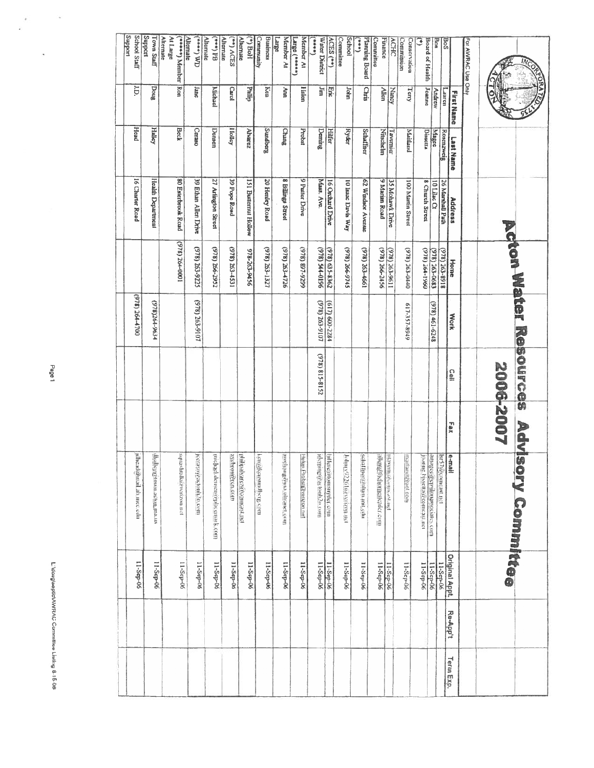For AWRAC Use Only

# Acton Water Resources Advisory Committee

## 2006-2007

| | First Name | Last Name | Address | Home | Work | Cell | Fax | e-mail | Original Appt. | Re-App't | Term Exp. |
|---|---|---|---|---|---|---|---|---|---|---|---|
| BoS | Lauren | Rosenzweig | 26 Marshall Path | (978) 263-8918 | | | | lsr57@comcast.net | 11-Sep-06 | | |
| Res | Andrew | Magee | 10 Lilac Ct | (978) 263-0683 | (978) 461-6248 | | | amagee@dipalmaassociates.com | 11-Sep-06 | | |
| Board of Health (*) | Joanne | Bissetta | 8 Church Street | (978) 264-0961 | | | | joanne.bissetta@comcast.net | 11-Sep-06 | | |
| Conservation Commission | Terry | Maitland | 100 Martin Street | (978) 263-0440 | 617-357-8949 | | | maitland@aol.com | 11-Sep-06 | | |
| ACHC | Nancy | Tavernier | 35 Mohawk Drive | (978) 263-9611 | | | | ntavernier@comcast.net | 11-Sep-06 | | |
| Finance Committee | Allen | Nitschelm | 9 Mariam Road | (978) 266-2456 | | | | allen@theluminaleader.com | 11-Sep-06 | | |
| Planning Board (***) | Chris | Schaffner | 62 Windsor Avenue | (978) 263-4661 | | | | schaffner@alum.mit.edu | 11-Sep-06 | | |
| School Committee | John | Ryder | 10 Isaac Davis Way | (978) 266-9745 | | | | Johnry923@verizon.net | 11-Sep-06 | | |
| ACES (**) | Eric | Hilfer | 16 Orchard Drive | (978) 635-8362 | (617) 600-2284 | | | hilfer@tomsnyder.com | 11-Sep-06 | | |
| Water District (****) | Jim | Deming | Mass. Ave. | (978) 544-0196 | (978) 263-9107 | | | jdeming@actonh2o.com | 11-Sep-06 | | |
| Member At Large (*****) | Helen | Probst | 9 Putter Drive | (978) 897-9299 | | (978) 815-8152 | | Helen.Probst@verizon.net | 11-Sep-06 | | |
| Member At Large | Ann | Chang | 8 Billings Street | (978) 263-4726 | | | | awchang@ma.ultranet.com | 11-Sep-06 | | |
| Business Community | Ken | Sundberg | 20 Henley Road | (978) 263-1327 | | | | ken@kensundberg.com | 11-Sep-06 | | |
| (*) BoH Alternate | Philip | Alvarez | 151 Butternut Hollow | 978-263-9456 | | | | philipalvarez@comcast.net | 11-Sep-06 | | |
| (**) ACES Alternate | Carol | Holley | 39 Pope Road | (978) 263-4531 | | | | aceshow@tsn.com | 11-Sep-06 | | |
| (***) PB Alternate | Michael | Densen | 27 Arlington Street | (978) 266-2952 | | | | michael.densen@pbiotmark.com | 11-Sep-06 | | |
| (****) WD Alternate | Jane | Ceraso | 39 Ethan Allen Drive | (978) 263-9225 | (978) 263-9107 | | | jceraso@actonh2o.com | 11-Sep-06 | | |
| (*****) Member At Large Alternate | Ron | Beck | 80 Esterbrook Road | (978) 264-0001 | | | | sqnashcelk@verizon.net | 11-Sep-06 | | |
| Town Staff Support | Doug | Halley | Health Department | | (978)264-9634 | | | dhalley@town.acton.ma.us | 11-Sep-06 | | |
| School Staff Support | J.D. | Head | 16 Charter Road | | (978) 264-4700 | | | jdhead@mail.ab.mec.edu | 11-Sep-06 | | |

L:\doug\sepitc\AWRAC Committee Listing 8-15-06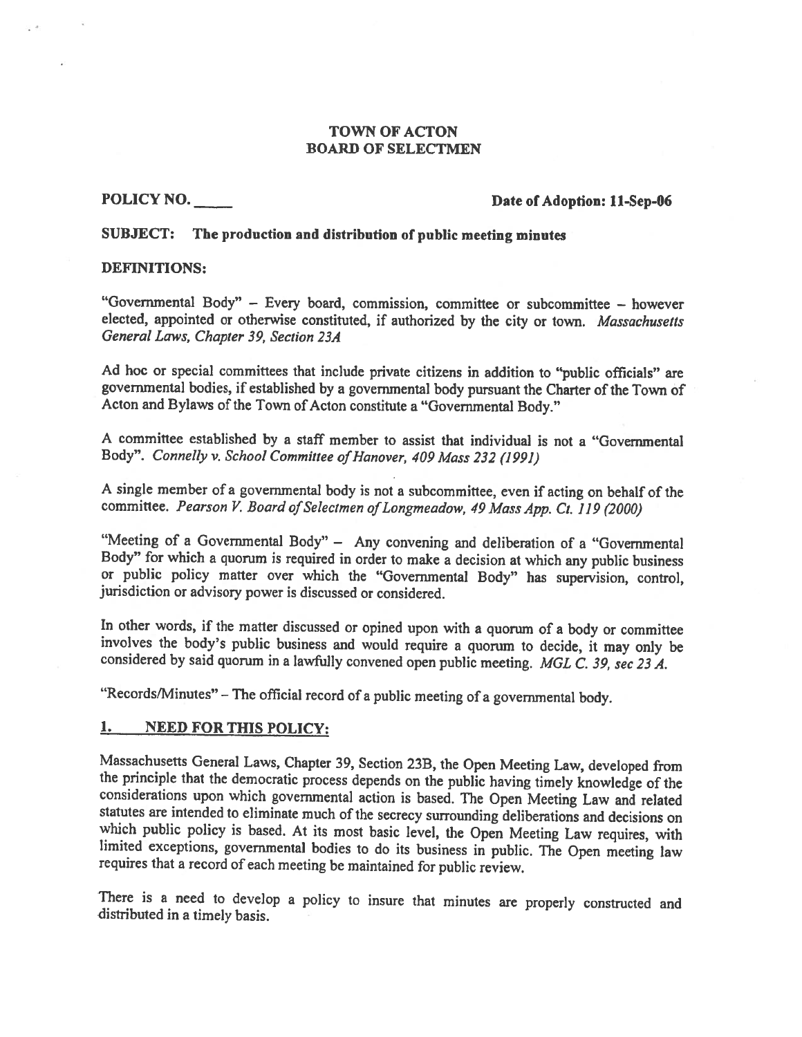# TOWN OF ACTON
# BOARD OF SELECTMEN

**POLICY NO. \_\_\_\_\_** **Date of Adoption: 11-Sep-06**

**SUBJECT: The production and distribution of public meeting minutes**

**DEFINITIONS:**

"Governmental Body" – Every board, commission, committee or subcommittee – however elected, appointed or otherwise constituted, if authorized by the city or town. *Massachusetts General Laws, Chapter 39, Section 23A*

Ad hoc or special committees that include private citizens in addition to "public officials" are governmental bodies, if established by a governmental body pursuant the Charter of the Town of Acton and Bylaws of the Town of Acton constitute a "Governmental Body."

A committee established by a staff member to assist that individual is not a "Governmental Body". *Connelly v. School Committee of Hanover, 409 Mass 232 (1991)*

A single member of a governmental body is not a subcommittee, even if acting on behalf of the committee. *Pearson V. Board of Selectmen of Longmeadow, 49 Mass App. Ct. 119 (2000)*

"Meeting of a Governmental Body" – Any convening and deliberation of a "Governmental Body" for which a quorum is required in order to make a decision at which any public business or public policy matter over which the "Governmental Body" has supervision, control, jurisdiction or advisory power is discussed or considered.

In other words, if the matter discussed or opined upon with a quorum of a body or committee involves the body's public business and would require a quorum to decide, it may only be considered by said quorum in a lawfully convened open public meeting. *MGL C. 39, sec 23 A.*

"Records/Minutes" – The official record of a public meeting of a governmental body.

## 1. NEED FOR THIS POLICY:

Massachusetts General Laws, Chapter 39, Section 23B, the Open Meeting Law, developed from the principle that the democratic process depends on the public having timely knowledge of the considerations upon which governmental action is based. The Open Meeting Law and related statutes are intended to eliminate much of the secrecy surrounding deliberations and decisions on which public policy is based. At its most basic level, the Open Meeting Law requires, with limited exceptions, governmental bodies to do its business in public. The Open meeting law requires that a record of each meeting be maintained for public review.

There is a need to develop a policy to insure that minutes are properly constructed and distributed in a timely basis.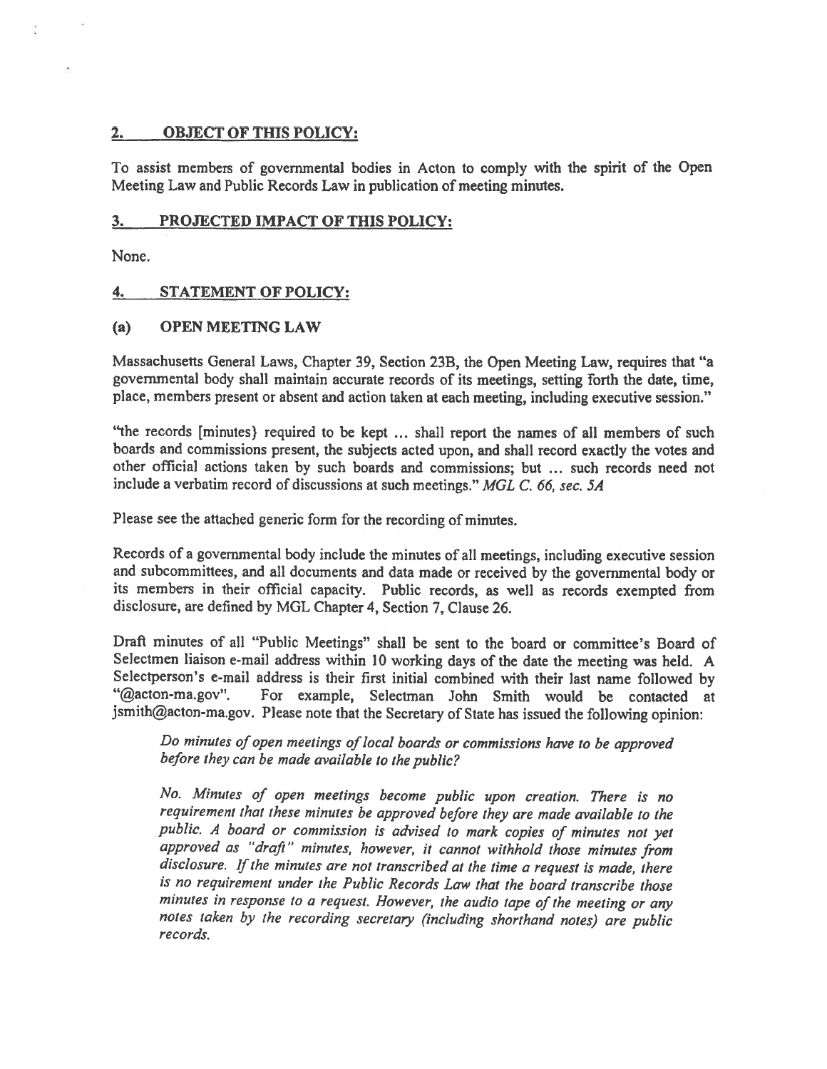## 2. OBJECT OF THIS POLICY:

To assist members of governmental bodies in Acton to comply with the spirit of the Open Meeting Law and Public Records Law in publication of meeting minutes.

## 3. PROJECTED IMPACT OF THIS POLICY:

None.

## 4. STATEMENT OF POLICY:

### (a) OPEN MEETING LAW

Massachusetts General Laws, Chapter 39, Section 23B, the Open Meeting Law, requires that "a governmental body shall maintain accurate records of its meetings, setting forth the date, time, place, members present or absent and action taken at each meeting, including executive session."

"the records [minutes} required to be kept ... shall report the names of all members of such boards and commissions present, the subjects acted upon, and shall record exactly the votes and other official actions taken by such boards and commissions; but ... such records need not include a verbatim record of discussions at such meetings." *MGL C. 66, sec. 5A*

Please see the attached generic form for the recording of minutes.

Records of a governmental body include the minutes of all meetings, including executive session and subcommittees, and all documents and data made or received by the governmental body or its members in their official capacity. Public records, as well as records exempted from disclosure, are defined by MGL Chapter 4, Section 7, Clause 26.

Draft minutes of all "Public Meetings" shall be sent to the board or committee's Board of Selectmen liaison e-mail address within 10 working days of the date the meeting was held. A Selectperson's e-mail address is their first initial combined with their last name followed by "@acton-ma.gov". For example, Selectman John Smith would be contacted at jsmith@acton-ma.gov. Please note that the Secretary of State has issued the following opinion:

> *Do minutes of open meetings of local boards or commissions have to be approved before they can be made available to the public?*
>
> *No. Minutes of open meetings become public upon creation. There is no requirement that these minutes be approved before they are made available to the public. A board or commission is advised to mark copies of minutes not yet approved as "draft" minutes, however, it cannot withhold those minutes from disclosure. If the minutes are not transcribed at the time a request is made, there is no requirement under the Public Records Law that the board transcribe those minutes in response to a request. However, the audio tape of the meeting or any notes taken by the recording secretary (including shorthand notes) are public records.*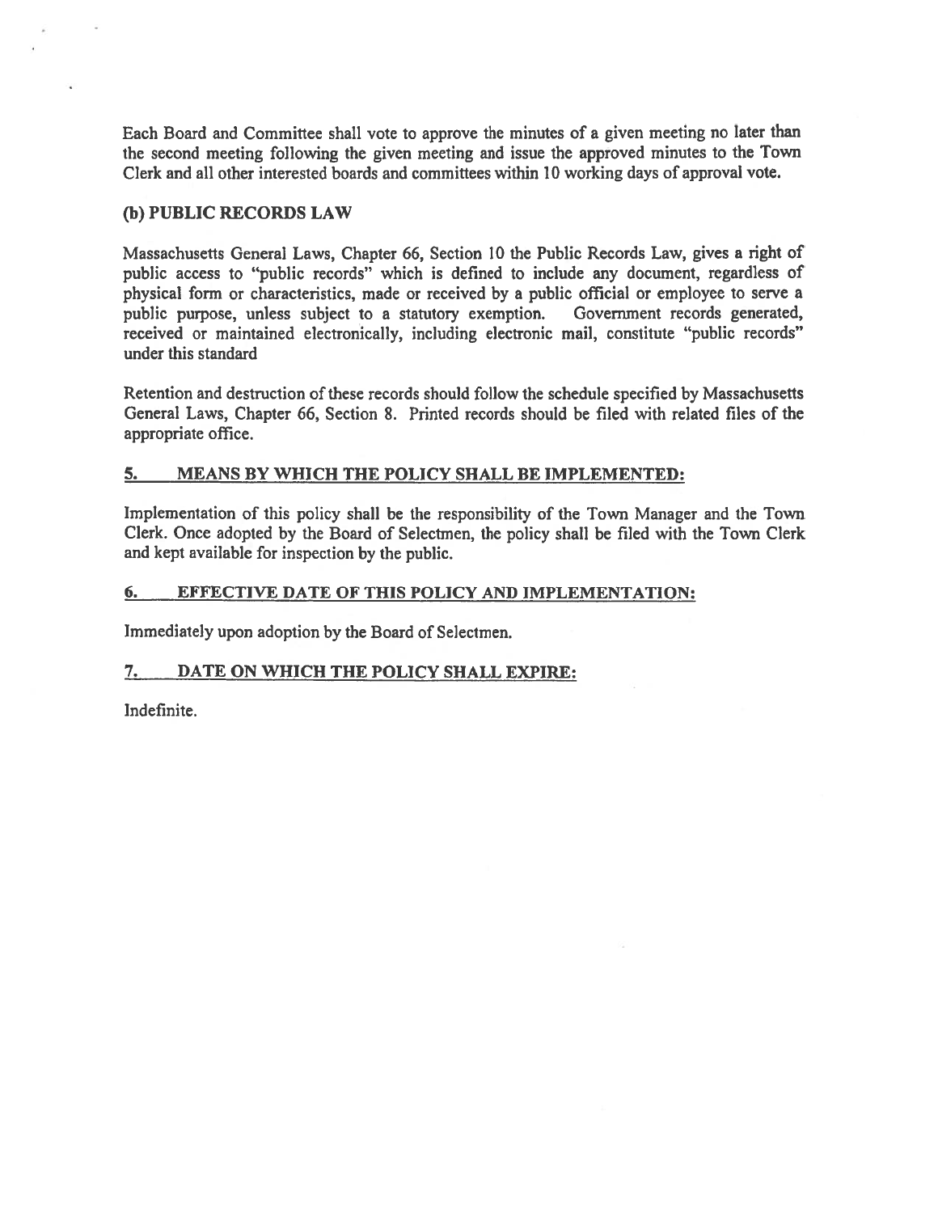Each Board and Committee shall vote to approve the minutes of a given meeting no later than the second meeting following the given meeting and issue the approved minutes to the Town Clerk and all other interested boards and committees within 10 working days of approval vote.

### (b) PUBLIC RECORDS LAW

Massachusetts General Laws, Chapter 66, Section 10 the Public Records Law, gives a right of public access to "public records" which is defined to include any document, regardless of physical form or characteristics, made or received by a public official or employee to serve a public purpose, unless subject to a statutory exemption. Government records generated, received or maintained electronically, including electronic mail, constitute "public records" under this standard

Retention and destruction of these records should follow the schedule specified by Massachusetts General Laws, Chapter 66, Section 8. Printed records should be filed with related files of the appropriate office.

## 5. MEANS BY WHICH THE POLICY SHALL BE IMPLEMENTED:

Implementation of this policy shall be the responsibility of the Town Manager and the Town Clerk. Once adopted by the Board of Selectmen, the policy shall be filed with the Town Clerk and kept available for inspection by the public.

## 6. EFFECTIVE DATE OF THIS POLICY AND IMPLEMENTATION:

Immediately upon adoption by the Board of Selectmen.

## 7. DATE ON WHICH THE POLICY SHALL EXPIRE:

Indefinite.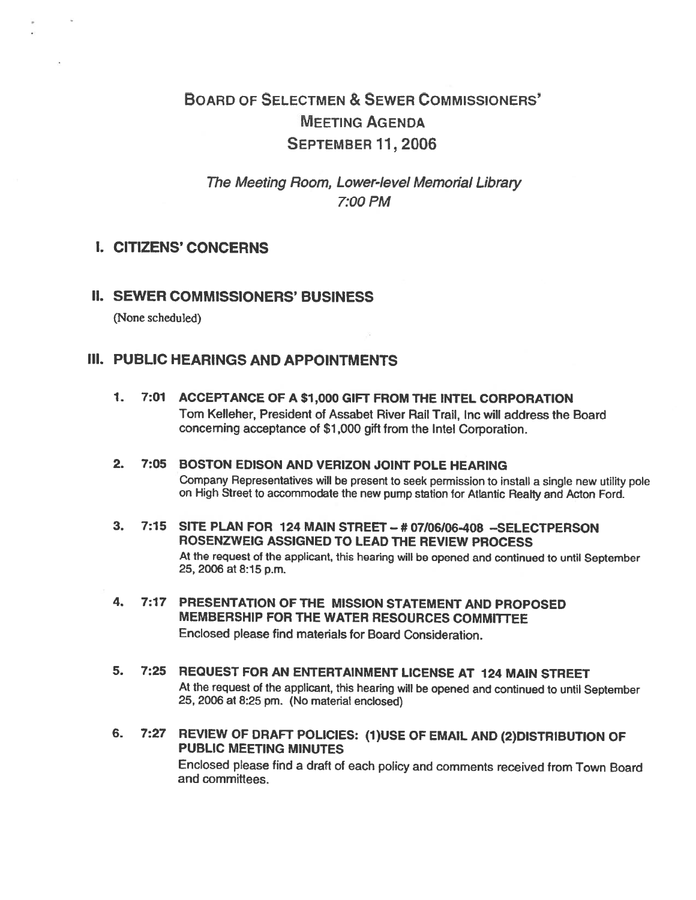# Board of Selectmen & Sewer Commissioners' Meeting Agenda September 11, 2006

*The Meeting Room, Lower-level Memorial Library*
*7:00 PM*

## I. CITIZENS' CONCERNS

## II. SEWER COMMISSIONERS' BUSINESS

(None scheduled)

## III. PUBLIC HEARINGS AND APPOINTMENTS

1. **7:01 ACCEPTANCE OF A $1,000 GIFT FROM THE INTEL CORPORATION**
   Tom Kelleher, President of Assabet River Rail Trail, Inc will address the Board concerning acceptance of $1,000 gift from the Intel Corporation.

2. **7:05 BOSTON EDISON AND VERIZON JOINT POLE HEARING**
   Company Representatives will be present to seek permission to install a single new utility pole on High Street to accommodate the new pump station for Atlantic Realty and Acton Ford.

3. **7:15 SITE PLAN FOR 124 MAIN STREET – # 07/06/06-408 –SELECTPERSON ROSENZWEIG ASSIGNED TO LEAD THE REVIEW PROCESS**
   At the request of the applicant, this hearing will be opened and continued to until September 25, 2006 at 8:15 p.m.

4. **7:17 PRESENTATION OF THE MISSION STATEMENT AND PROPOSED MEMBERSHIP FOR THE WATER RESOURCES COMMITTEE**
   Enclosed please find materials for Board Consideration.

5. **7:25 REQUEST FOR AN ENTERTAINMENT LICENSE AT 124 MAIN STREET**
   At the request of the applicant, this hearing will be opened and continued to until September 25, 2006 at 8:25 pm. (No material enclosed)

6. **7:27 REVIEW OF DRAFT POLICIES: (1)USE OF EMAIL AND (2)DISTRIBUTION OF PUBLIC MEETING MINUTES**
   Enclosed please find a draft of each policy and comments received from Town Board and committees.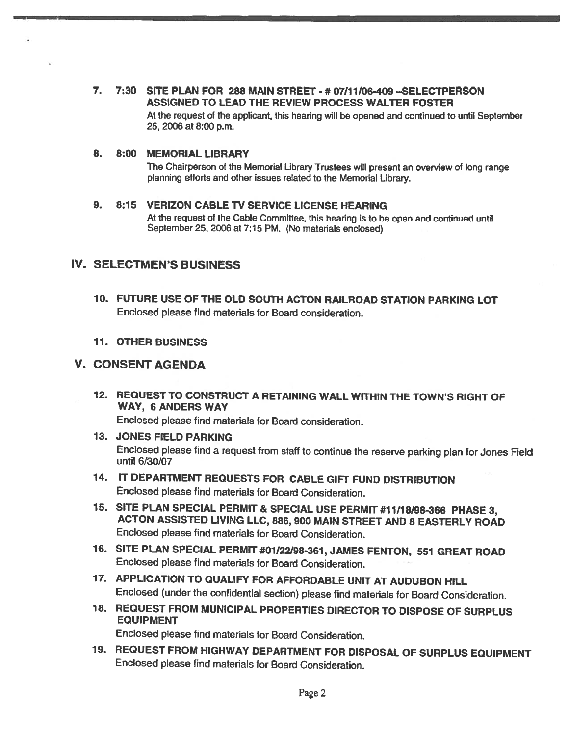7. **7:30 SITE PLAN FOR 288 MAIN STREET - # 07/11/06-409 –SELECTPERSON ASSIGNED TO LEAD THE REVIEW PROCESS WALTER FOSTER**

   At the request of the applicant, this hearing will be opened and continued to until September 25, 2006 at 8:00 p.m.

8. **8:00 MEMORIAL LIBRARY**

   The Chairperson of the Memorial Library Trustees will present an overview of long range planning efforts and other issues related to the Memorial Library.

9. **8:15 VERIZON CABLE TV SERVICE LICENSE HEARING**

   At the request of the Cable Committee, this hearing is to be open and continued until September 25, 2006 at 7:15 PM. (No materials enclosed)

## IV. SELECTMEN'S BUSINESS

10. **FUTURE USE OF THE OLD SOUTH ACTON RAILROAD STATION PARKING LOT**

    Enclosed please find materials for Board consideration.

11. **OTHER BUSINESS**

## V. CONSENT AGENDA

12. **REQUEST TO CONSTRUCT A RETAINING WALL WITHIN THE TOWN'S RIGHT OF WAY, 6 ANDERS WAY**

    Enclosed please find materials for Board consideration.

13. **JONES FIELD PARKING**

    Enclosed please find a request from staff to continue the reserve parking plan for Jones Field until 6/30/07

14. **IT DEPARTMENT REQUESTS FOR CABLE GIFT FUND DISTRIBUTION**

    Enclosed please find materials for Board Consideration.

15. **SITE PLAN SPECIAL PERMIT & SPECIAL USE PERMIT #11/18/98-366 PHASE 3, ACTON ASSISTED LIVING LLC, 886, 900 MAIN STREET AND 8 EASTERLY ROAD**

    Enclosed please find materials for Board Consideration.

16. **SITE PLAN SPECIAL PERMIT #01/22/98-361, JAMES FENTON, 551 GREAT ROAD**

    Enclosed please find materials for Board Consideration.

17. **APPLICATION TO QUALIFY FOR AFFORDABLE UNIT AT AUDUBON HILL**

    Enclosed (under the confidential section) please find materials for Board Consideration.

18. **REQUEST FROM MUNICIPAL PROPERTIES DIRECTOR TO DISPOSE OF SURPLUS EQUIPMENT**

    Enclosed please find materials for Board Consideration.

19. **REQUEST FROM HIGHWAY DEPARTMENT FOR DISPOSAL OF SURPLUS EQUIPMENT**

    Enclosed please find materials for Board Consideration.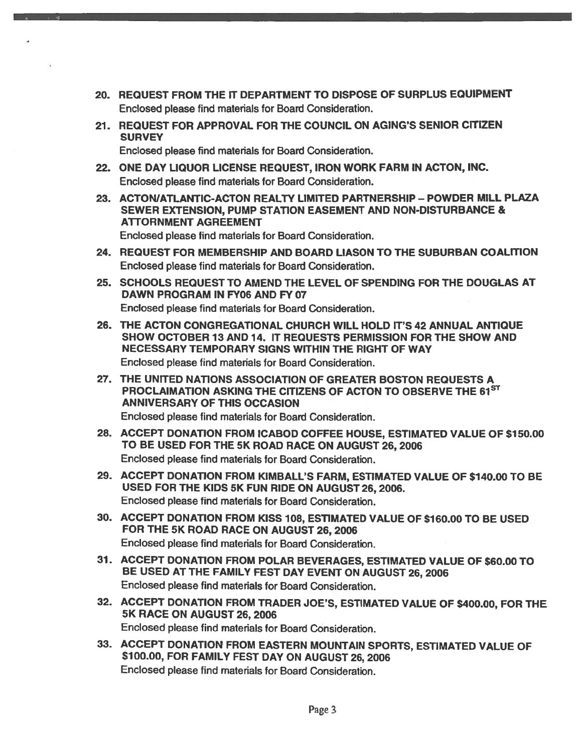20. **REQUEST FROM THE IT DEPARTMENT TO DISPOSE OF SURPLUS EQUIPMENT**
    Enclosed please find materials for Board Consideration.

21. **REQUEST FOR APPROVAL FOR THE COUNCIL ON AGING'S SENIOR CITIZEN SURVEY**
    Enclosed please find materials for Board Consideration.

22. **ONE DAY LIQUOR LICENSE REQUEST, IRON WORK FARM IN ACTON, INC.**
    Enclosed please find materials for Board Consideration.

23. **ACTON/ATLANTIC-ACTON REALTY LIMITED PARTNERSHIP – POWDER MILL PLAZA SEWER EXTENSION, PUMP STATION EASEMENT AND NON-DISTURBANCE & ATTORNMENT AGREEMENT**
    Enclosed please find materials for Board Consideration.

24. **REQUEST FOR MEMBERSHIP AND BOARD LIASON TO THE SUBURBAN COALITION**
    Enclosed please find materials for Board Consideration.

25. **SCHOOLS REQUEST TO AMEND THE LEVEL OF SPENDING FOR THE DOUGLAS AT DAWN PROGRAM IN FY06 AND FY 07**
    Enclosed please find materials for Board Consideration.

26. **THE ACTON CONGREGATIONAL CHURCH WILL HOLD IT'S 42 ANNUAL ANTIQUE SHOW OCTOBER 13 AND 14. IT REQUESTS PERMISSION FOR THE SHOW AND NECESSARY TEMPORARY SIGNS WITHIN THE RIGHT OF WAY**
    Enclosed please find materials for Board Consideration.

27. **THE UNITED NATIONS ASSOCIATION OF GREATER BOSTON REQUESTS A PROCLAIMATION ASKING THE CITIZENS OF ACTON TO OBSERVE THE 61ST ANNIVERSARY OF THIS OCCASION**
    Enclosed please find materials for Board Consideration.

28. **ACCEPT DONATION FROM ICABOD COFFEE HOUSE, ESTIMATED VALUE OF $150.00 TO BE USED FOR THE 5K ROAD RACE ON AUGUST 26, 2006**
    Enclosed please find materials for Board Consideration.

29. **ACCEPT DONATION FROM KIMBALL'S FARM, ESTIMATED VALUE OF $140.00 TO BE USED FOR THE KIDS 5K FUN RIDE ON AUGUST 26, 2006.**
    Enclosed please find materials for Board Consideration.

30. **ACCEPT DONATION FROM KISS 108, ESTIMATED VALUE OF $160.00 TO BE USED FOR THE 5K ROAD RACE ON AUGUST 26, 2006**
    Enclosed please find materials for Board Consideration.

31. **ACCEPT DONATION FROM POLAR BEVERAGES, ESTIMATED VALUE OF $60.00 TO BE USED AT THE FAMILY FEST DAY EVENT ON AUGUST 26, 2006**
    Enclosed please find materials for Board Consideration.

32. **ACCEPT DONATION FROM TRADER JOE'S, ESTIMATED VALUE OF $400.00, FOR THE 5K RACE ON AUGUST 26, 2006**
    Enclosed please find materials for Board Consideration.

33. **ACCEPT DONATION FROM EASTERN MOUNTAIN SPORTS, ESTIMATED VALUE OF $100.00, FOR FAMILY FEST DAY ON AUGUST 26, 2006**
    Enclosed please find materials for Board Consideration.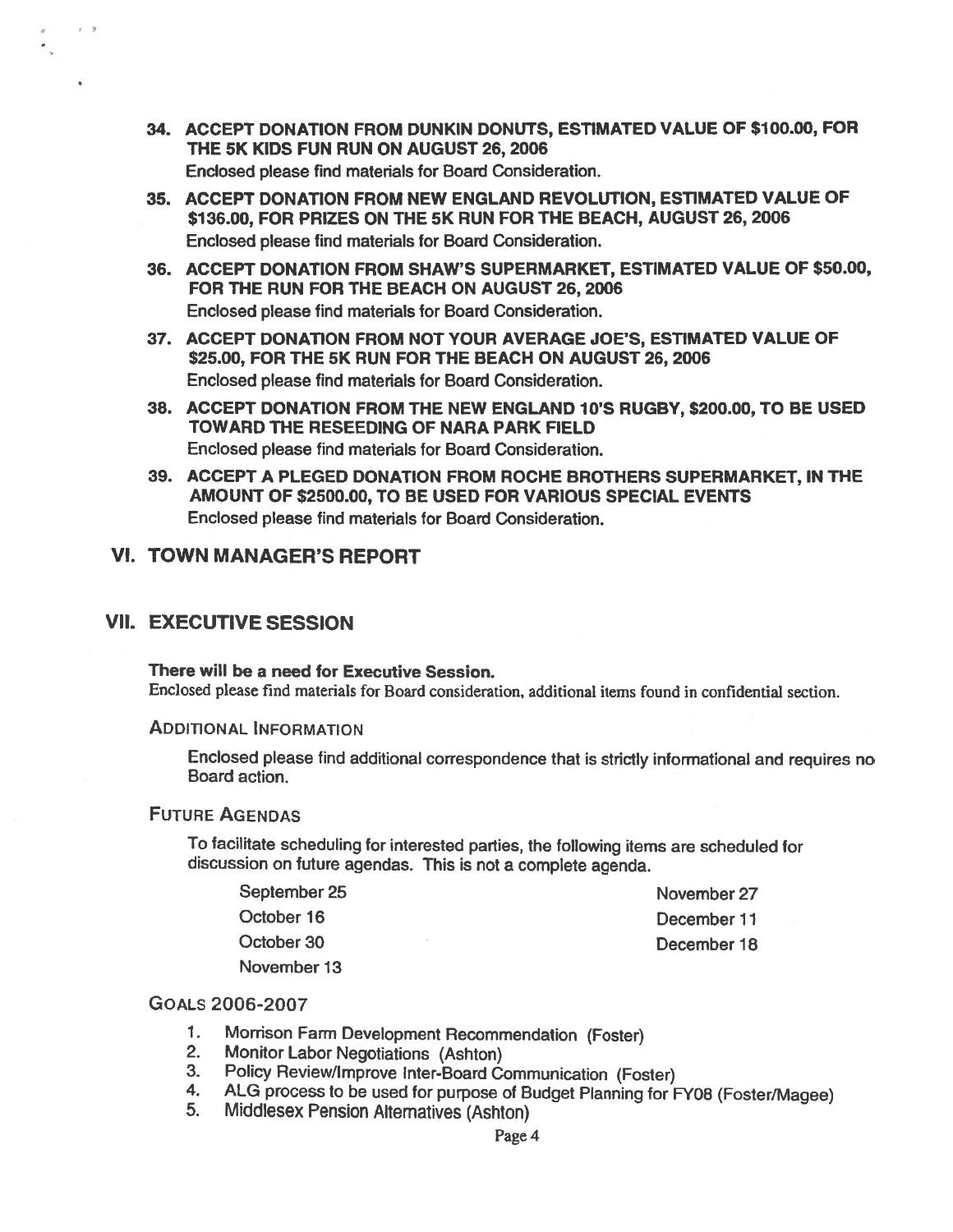34. **ACCEPT DONATION FROM DUNKIN DONUTS, ESTIMATED VALUE OF $100.00, FOR THE 5K KIDS FUN RUN ON AUGUST 26, 2006**
    Enclosed please find materials for Board Consideration.

35. **ACCEPT DONATION FROM NEW ENGLAND REVOLUTION, ESTIMATED VALUE OF $136.00, FOR PRIZES ON THE 5K RUN FOR THE BEACH, AUGUST 26, 2006**
    Enclosed please find materials for Board Consideration.

36. **ACCEPT DONATION FROM SHAW'S SUPERMARKET, ESTIMATED VALUE OF $50.00, FOR THE RUN FOR THE BEACH ON AUGUST 26, 2006**
    Enclosed please find materials for Board Consideration.

37. **ACCEPT DONATION FROM NOT YOUR AVERAGE JOE'S, ESTIMATED VALUE OF $25.00, FOR THE 5K RUN FOR THE BEACH ON AUGUST 26, 2006**
    Enclosed please find materials for Board Consideration.

38. **ACCEPT DONATION FROM THE NEW ENGLAND 10'S RUGBY, $200.00, TO BE USED TOWARD THE RESEEDING OF NARA PARK FIELD**
    Enclosed please find materials for Board Consideration.

39. **ACCEPT A PLEGED DONATION FROM ROCHE BROTHERS SUPERMARKET, IN THE AMOUNT OF $2500.00, TO BE USED FOR VARIOUS SPECIAL EVENTS**
    Enclosed please find materials for Board Consideration.

## VI. TOWN MANAGER'S REPORT

## VII. EXECUTIVE SESSION

**There will be a need for Executive Session.**
Enclosed please find materials for Board consideration, additional items found in confidential section.

### ADDITIONAL INFORMATION

Enclosed please find additional correspondence that is strictly informational and requires no Board action.

### FUTURE AGENDAS

To facilitate scheduling for interested parties, the following items are scheduled for discussion on future agendas. This is not a complete agenda.

September 25
October 16
October 30
November 13
November 27
December 11
December 18

### GOALS 2006-2007

1. Morrison Farm Development Recommendation (Foster)
2. Monitor Labor Negotiations (Ashton)
3. Policy Review/Improve Inter-Board Communication (Foster)
4. ALG process to be used for purpose of Budget Planning for FY08 (Foster/Magee)
5. Middlesex Pension Alternatives (Ashton)